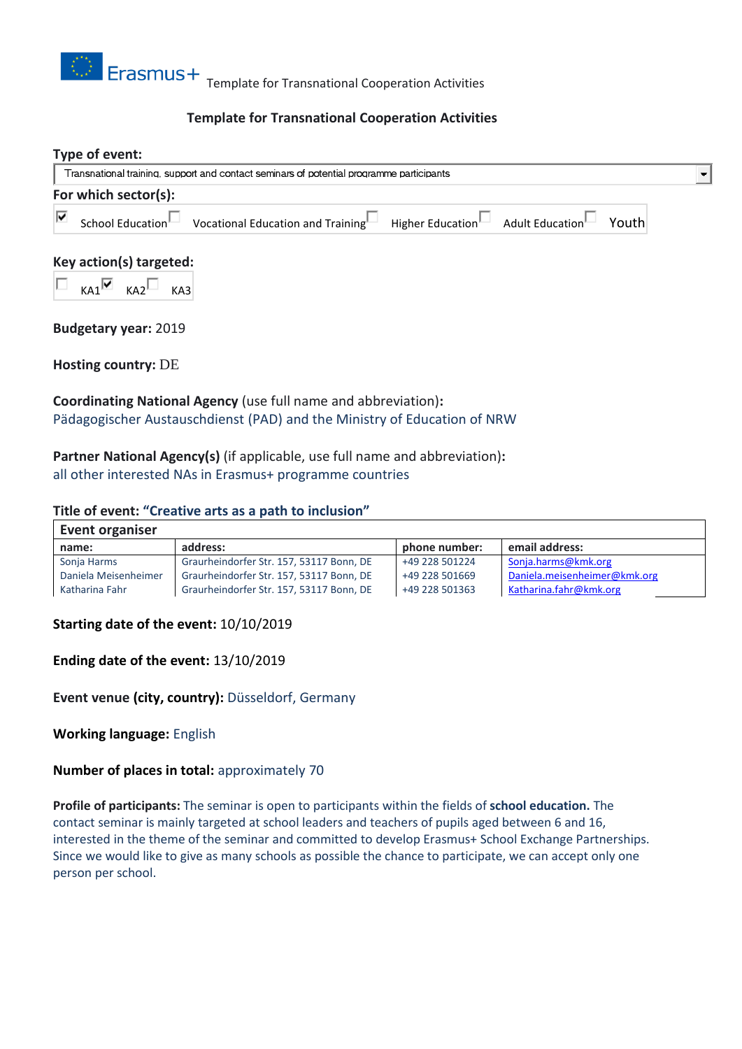## Template for Transnational Cooperation Activities

**Type of event:**

Transnational training, support and contact seminars of potential programme participants

**For which sector(s):**

☑ School Education ☐ Vocational Education and Training ☐ Higher Education ☐ Adult Education ☐ Youth

**Key action(s) targeted:**

☐ KA1 ☑ KA2 ☐ KA3

**Budgetary year:** 2019

**Hosting country:** DE

**Coordinating National Agency** (use full name and abbreviation)**:**
Pädagogischer Austauschdienst (PAD) and the Ministry of Education of NRW

**Partner National Agency(s)** (if applicable, use full name and abbreviation)**:**
all other interested NAs in Erasmus+ programme countries

**Title of event: "Creative arts as a path to inclusion"**

| **Event organiser** | | | |
|---|---|---|---|
| **name:** | **address:** | **phone number:** | **email address:** |
| Sonja Harms | Graurheindorfer Str. 157, 53117 Bonn, DE | +49 228 501224 | Sonja.harms@kmk.org |
| Daniela Meisenheimer | Graurheindorfer Str. 157, 53117 Bonn, DE | +49 228 501669 | Daniela.meisenheimer@kmk.org |
| Katharina Fahr | Graurheindorfer Str. 157, 53117 Bonn, DE | +49 228 501363 | Katharina.fahr@kmk.org |

**Starting date of the event:** 10/10/2019

**Ending date of the event:** 13/10/2019

**Event venue (city, country):** Düsseldorf, Germany

**Working language:** English

**Number of places in total:** approximately 70

**Profile of participants:** The seminar is open to participants within the fields of **school education.** The contact seminar is mainly targeted at school leaders and teachers of pupils aged between 6 and 16, interested in the theme of the seminar and committed to develop Erasmus+ School Exchange Partnerships. Since we would like to give as many schools as possible the chance to participate, we can accept only one person per school.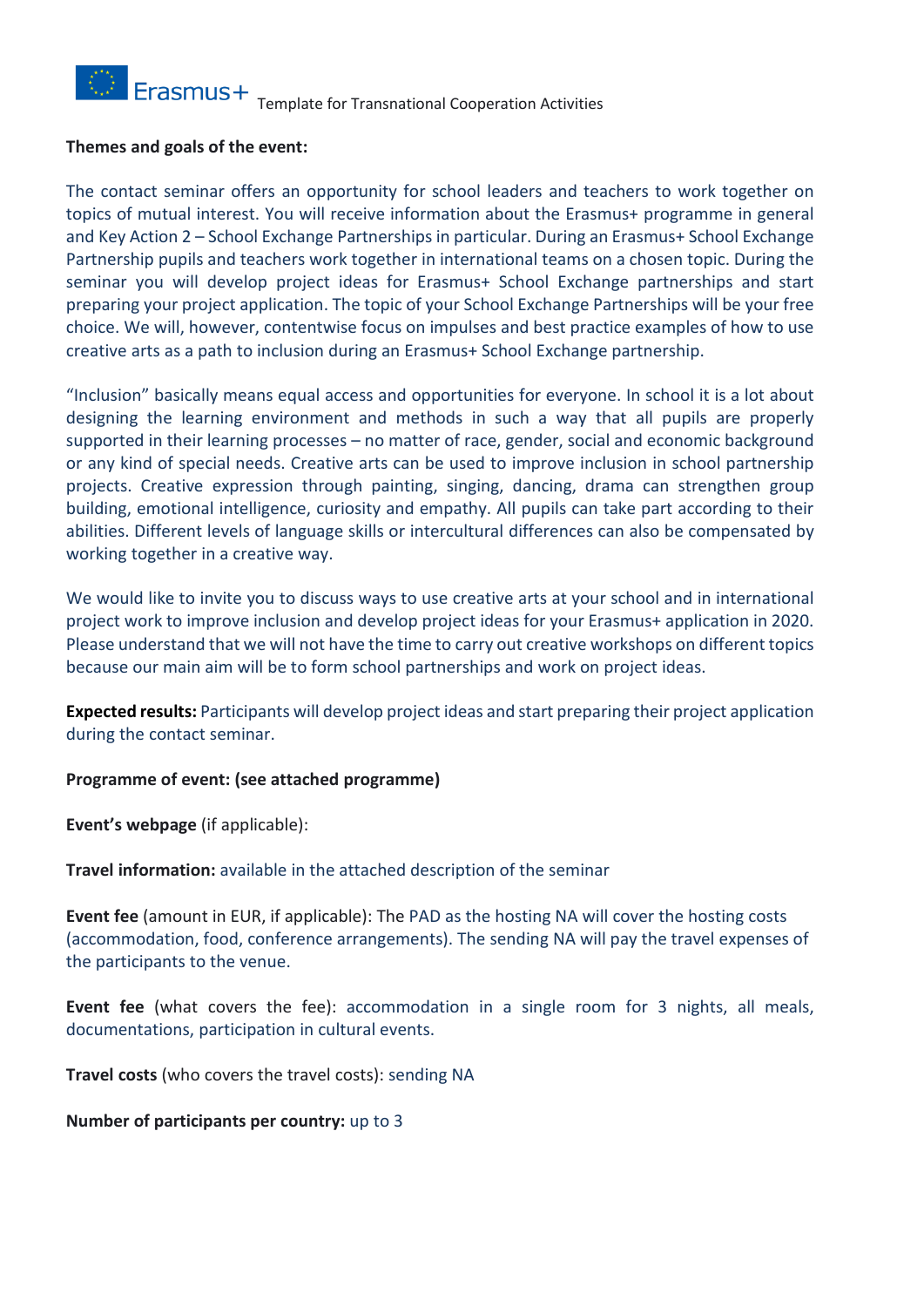**Themes and goals of the event:**

The contact seminar offers an opportunity for school leaders and teachers to work together on topics of mutual interest. You will receive information about the Erasmus+ programme in general and Key Action 2 – School Exchange Partnerships in particular. During an Erasmus+ School Exchange Partnership pupils and teachers work together in international teams on a chosen topic. During the seminar you will develop project ideas for Erasmus+ School Exchange partnerships and start preparing your project application. The topic of your School Exchange Partnerships will be your free choice. We will, however, contentwise focus on impulses and best practice examples of how to use creative arts as a path to inclusion during an Erasmus+ School Exchange partnership.

"Inclusion" basically means equal access and opportunities for everyone. In school it is a lot about designing the learning environment and methods in such a way that all pupils are properly supported in their learning processes – no matter of race, gender, social and economic background or any kind of special needs. Creative arts can be used to improve inclusion in school partnership projects. Creative expression through painting, singing, dancing, drama can strengthen group building, emotional intelligence, curiosity and empathy. All pupils can take part according to their abilities. Different levels of language skills or intercultural differences can also be compensated by working together in a creative way.

We would like to invite you to discuss ways to use creative arts at your school and in international project work to improve inclusion and develop project ideas for your Erasmus+ application in 2020. Please understand that we will not have the time to carry out creative workshops on different topics because our main aim will be to form school partnerships and work on project ideas.

**Expected results:** Participants will develop project ideas and start preparing their project application during the contact seminar.

**Programme of event: (see attached programme)**

**Event's webpage** (if applicable):

**Travel information:** available in the attached description of the seminar

**Event fee** (amount in EUR, if applicable): The PAD as the hosting NA will cover the hosting costs (accommodation, food, conference arrangements). The sending NA will pay the travel expenses of the participants to the venue.

**Event fee** (what covers the fee): accommodation in a single room for 3 nights, all meals, documentations, participation in cultural events.

**Travel costs** (who covers the travel costs): sending NA

**Number of participants per country:** up to 3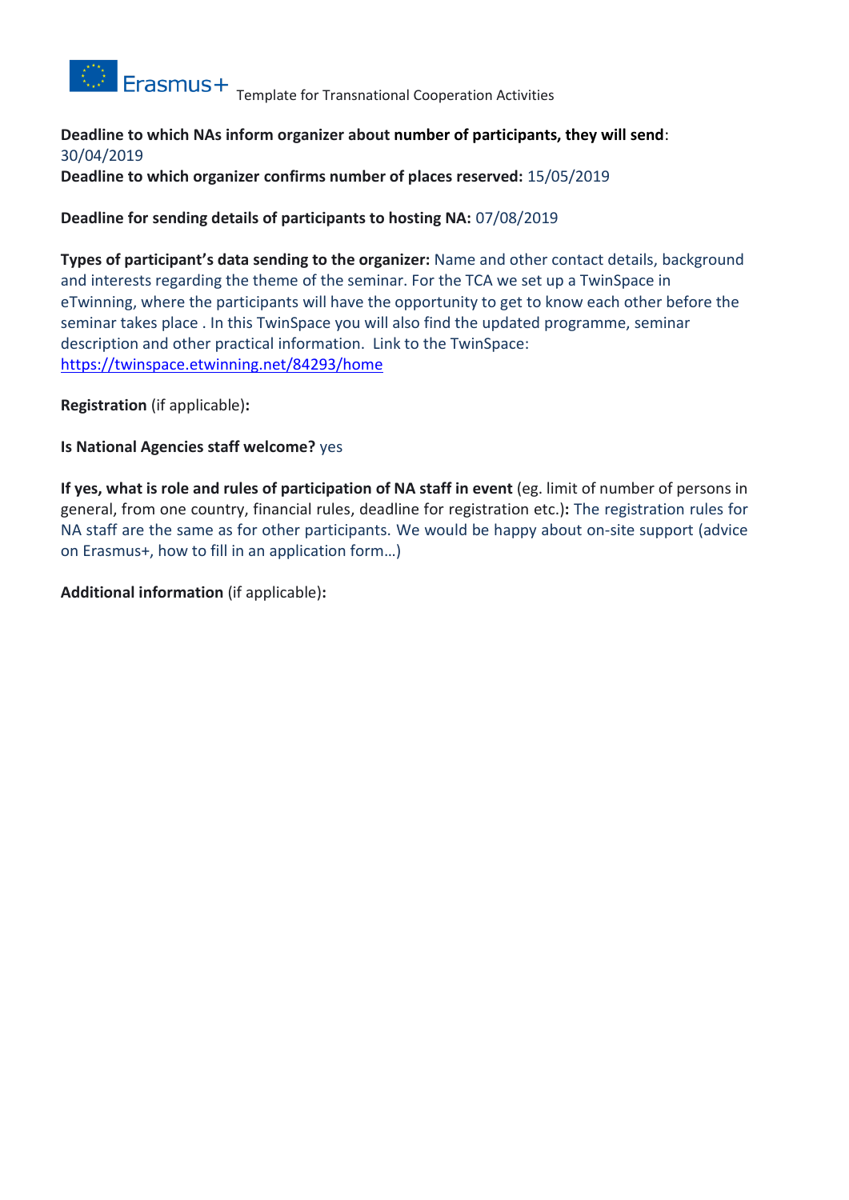**Deadline to which NAs inform organizer about number of participants, they will send**: 30/04/2019

**Deadline to which organizer confirms number of places reserved:** 15/05/2019

**Deadline for sending details of participants to hosting NA:** 07/08/2019

**Types of participant's data sending to the organizer:** Name and other contact details, background and interests regarding the theme of the seminar. For the TCA we set up a TwinSpace in eTwinning, where the participants will have the opportunity to get to know each other before the seminar takes place . In this TwinSpace you will also find the updated programme, seminar description and other practical information. Link to the TwinSpace: https://twinspace.etwinning.net/84293/home

**Registration** (if applicable)**:**

**Is National Agencies staff welcome?** yes

**If yes, what is role and rules of participation of NA staff in event** (eg. limit of number of persons in general, from one country, financial rules, deadline for registration etc.)**:** The registration rules for NA staff are the same as for other participants. We would be happy about on-site support (advice on Erasmus+, how to fill in an application form…)

**Additional information** (if applicable)**:**